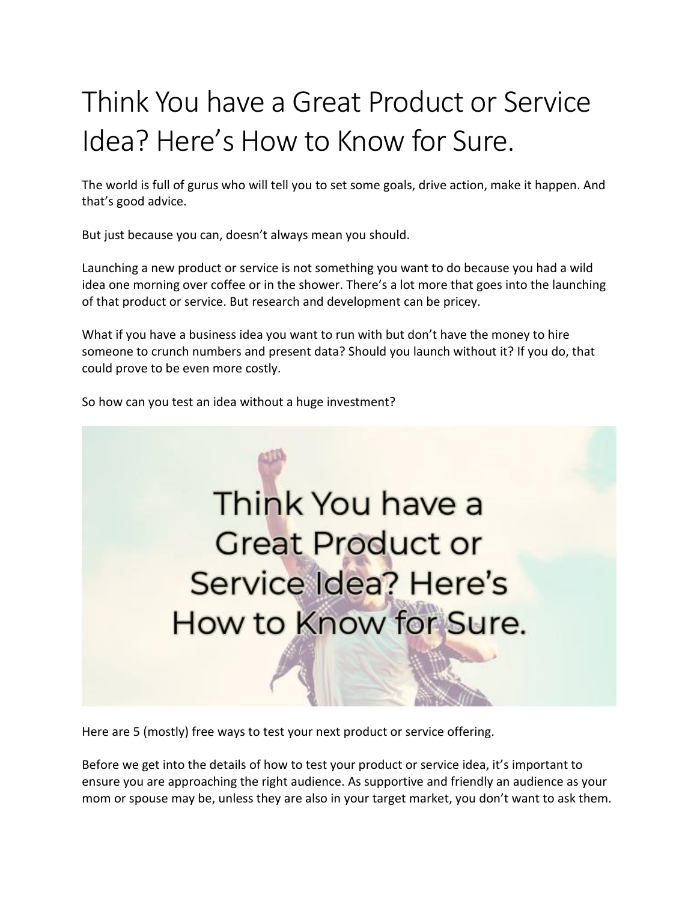# Think You have a Great Product or Service Idea? Here's How to Know for Sure.

The world is full of gurus who will tell you to set some goals, drive action, make it happen. And that's good advice.

But just because you can, doesn't always mean you should.

Launching a new product or service is not something you want to do because you had a wild idea one morning over coffee or in the shower. There's a lot more that goes into the launching of that product or service. But research and development can be pricey.

What if you have a business idea you want to run with but don't have the money to hire someone to crunch numbers and present data? Should you launch without it? If you do, that could prove to be even more costly.

So how can you test an idea without a huge investment?

Here are 5 (mostly) free ways to test your next product or service offering.

Before we get into the details of how to test your product or service idea, it's important to ensure you are approaching the right audience. As supportive and friendly an audience as your mom or spouse may be, unless they are also in your target market, you don't want to ask them.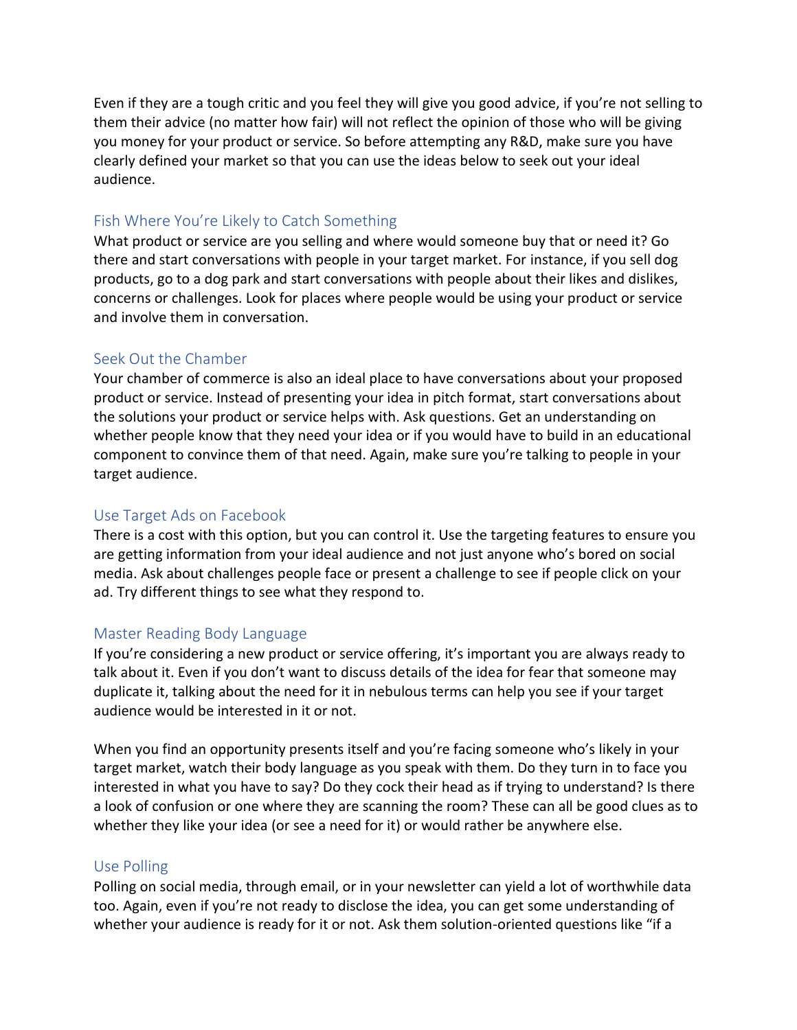Even if they are a tough critic and you feel they will give you good advice, if you're not selling to them their advice (no matter how fair) will not reflect the opinion of those who will be giving you money for your product or service. So before attempting any R&D, make sure you have clearly defined your market so that you can use the ideas below to seek out your ideal audience.

## Fish Where You're Likely to Catch Something

What product or service are you selling and where would someone buy that or need it? Go there and start conversations with people in your target market. For instance, if you sell dog products, go to a dog park and start conversations with people about their likes and dislikes, concerns or challenges. Look for places where people would be using your product or service and involve them in conversation.

## Seek Out the Chamber

Your chamber of commerce is also an ideal place to have conversations about your proposed product or service. Instead of presenting your idea in pitch format, start conversations about the solutions your product or service helps with. Ask questions. Get an understanding on whether people know that they need your idea or if you would have to build in an educational component to convince them of that need. Again, make sure you're talking to people in your target audience.

## Use Target Ads on Facebook

There is a cost with this option, but you can control it. Use the targeting features to ensure you are getting information from your ideal audience and not just anyone who's bored on social media. Ask about challenges people face or present a challenge to see if people click on your ad. Try different things to see what they respond to.

## Master Reading Body Language

If you're considering a new product or service offering, it's important you are always ready to talk about it. Even if you don't want to discuss details of the idea for fear that someone may duplicate it, talking about the need for it in nebulous terms can help you see if your target audience would be interested in it or not.

When you find an opportunity presents itself and you're facing someone who's likely in your target market, watch their body language as you speak with them. Do they turn in to face you interested in what you have to say? Do they cock their head as if trying to understand? Is there a look of confusion or one where they are scanning the room? These can all be good clues as to whether they like your idea (or see a need for it) or would rather be anywhere else.

## Use Polling

Polling on social media, through email, or in your newsletter can yield a lot of worthwhile data too. Again, even if you're not ready to disclose the idea, you can get some understanding of whether your audience is ready for it or not. Ask them solution-oriented questions like "if a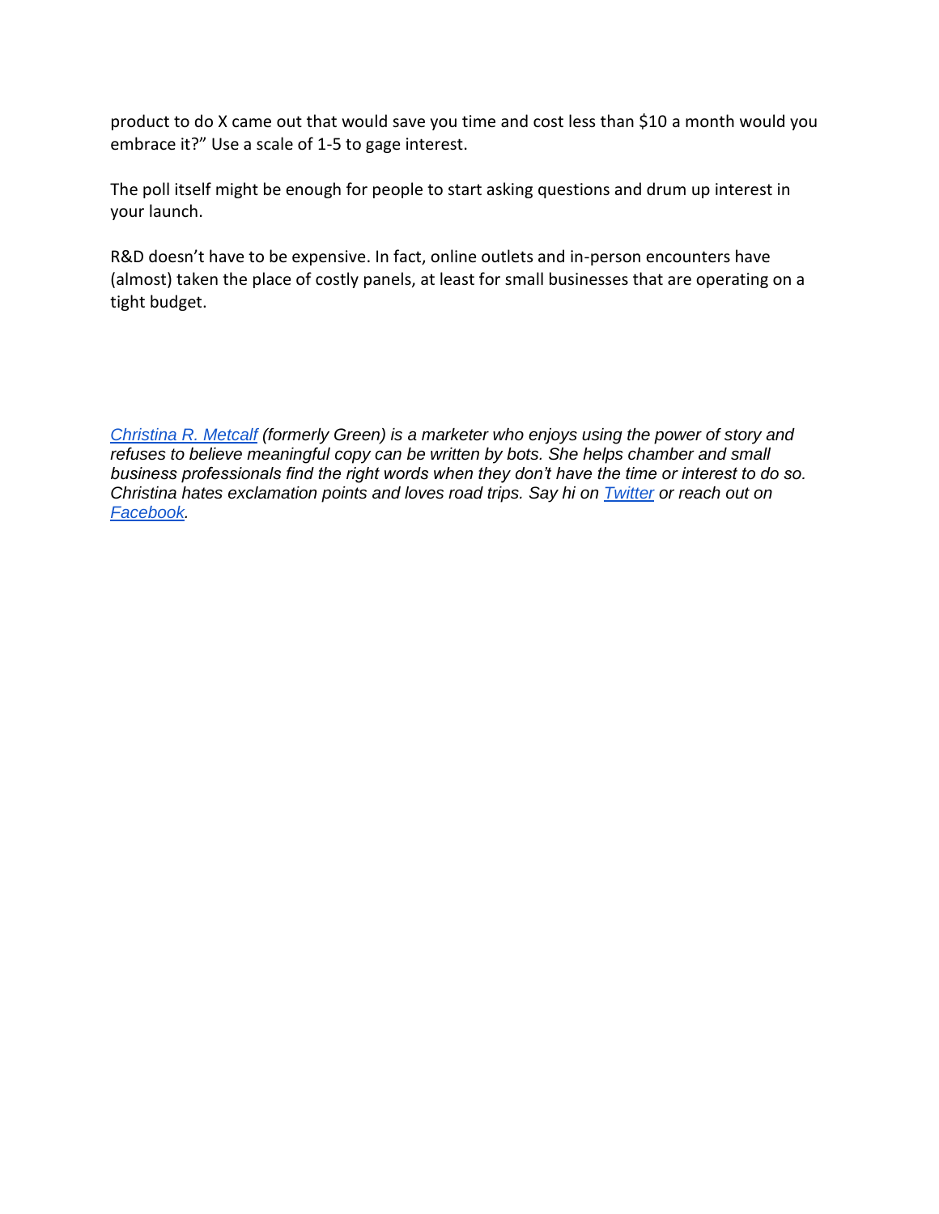product to do X came out that would save you time and cost less than $10 a month would you embrace it?" Use a scale of 1-5 to gage interest.

The poll itself might be enough for people to start asking questions and drum up interest in your launch.

R&D doesn't have to be expensive. In fact, online outlets and in-person encounters have (almost) taken the place of costly panels, at least for small businesses that are operating on a tight budget.

*Christina R. Metcalf (formerly Green) is a marketer who enjoys using the power of story and refuses to believe meaningful copy can be written by bots. She helps chamber and small business professionals find the right words when they don't have the time or interest to do so. Christina hates exclamation points and loves road trips. Say hi on Twitter or reach out on Facebook.*